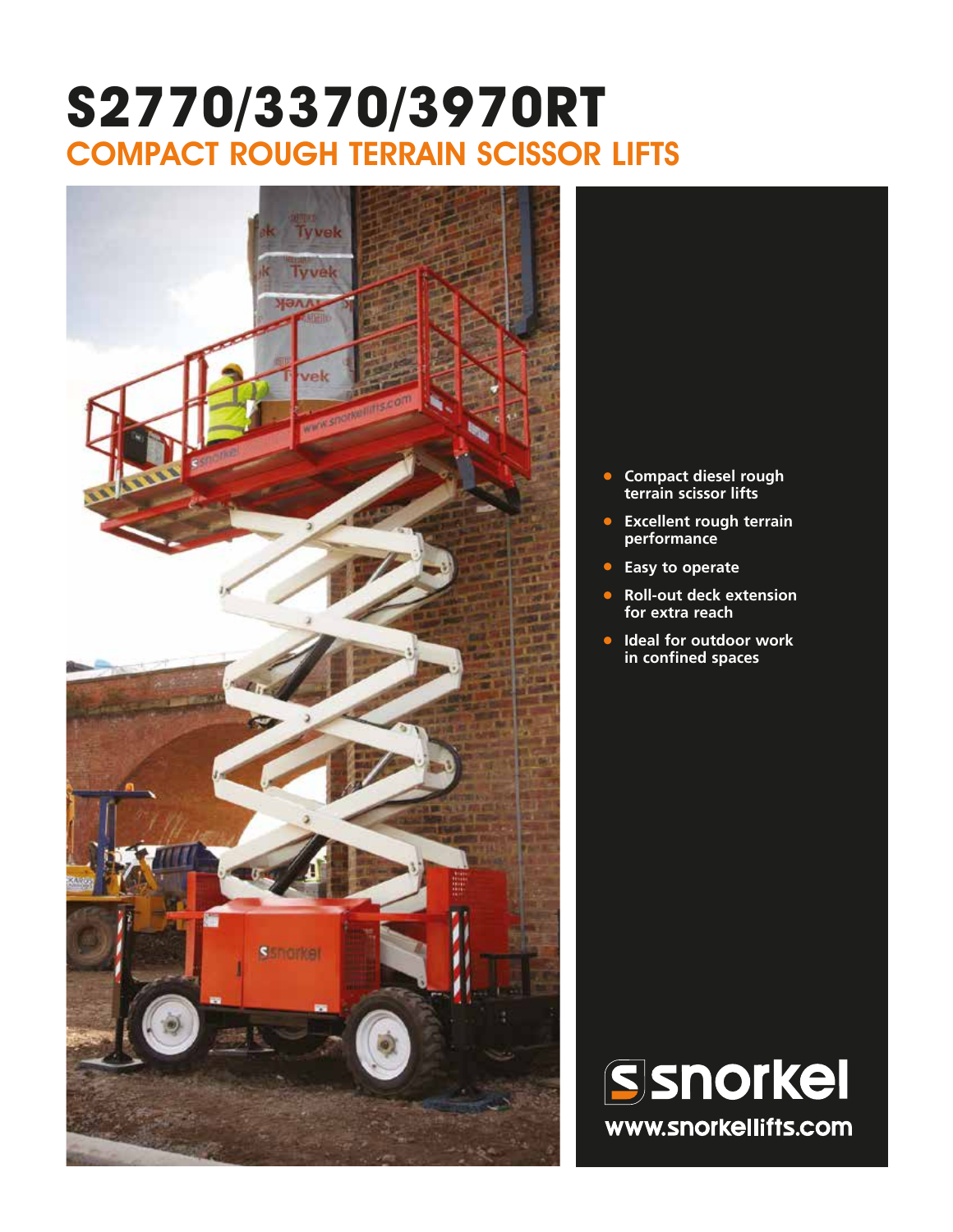# S2770/3370/3970RT

## COMPACT ROUGH TERRAIN SCISSOR LIFTS

- Compact diesel rough terrain scissor lifts
- Excellent rough terrain performance
- Easy to operate
- Roll-out deck extension for extra reach
- Ideal for outdoor work in confined spaces

snorkel

www.snorkellifts.com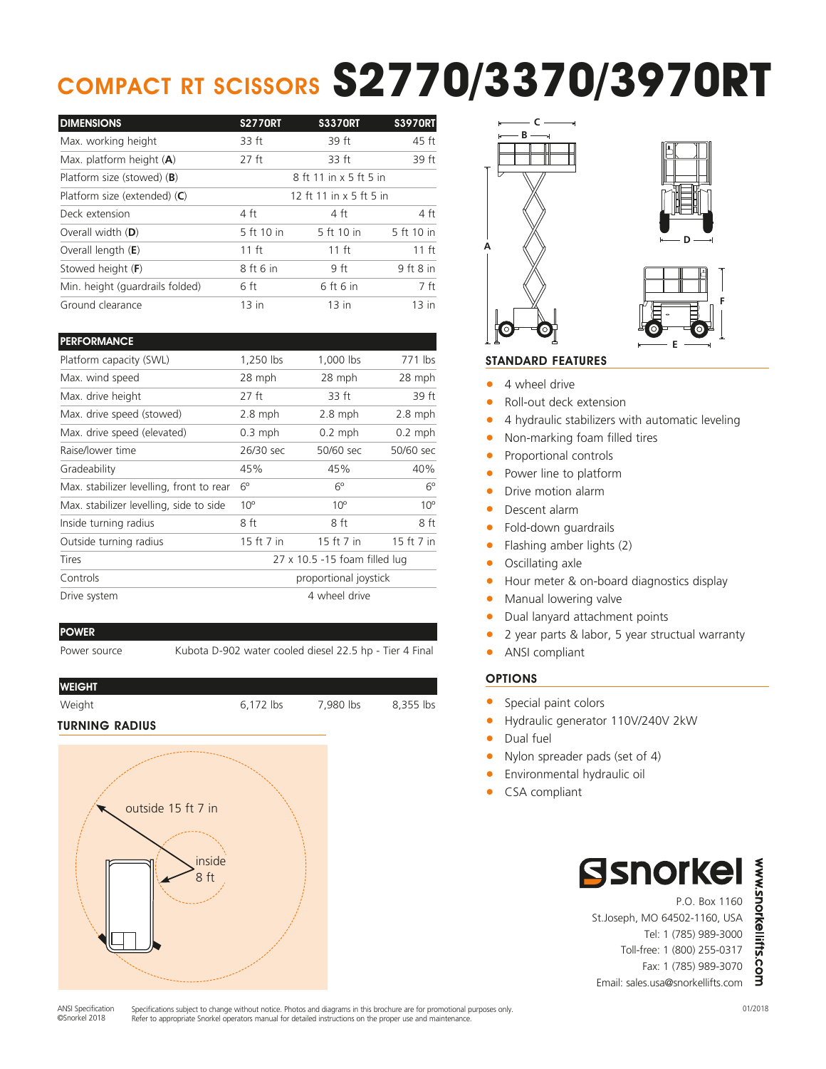# COMPACT RT SCISSORS S2770/3370/3970RT

| DIMENSIONS | S2770RT | S3370RT | S3970RT |
|---|---|---|---|
| Max. working height | 33 ft | 39 ft | 45 ft |
| Max. platform height (**A**) | 27 ft | 33 ft | 39 ft |
| Platform size (stowed) (**B**) | 8 ft 11 in x 5 ft 5 in | | |
| Platform size (extended) (**C**) | 12 ft 11 in x 5 ft 5 in | | |
| Deck extension | 4 ft | 4 ft | 4 ft |
| Overall width (**D**) | 5 ft 10 in | 5 ft 10 in | 5 ft 10 in |
| Overall length (**E**) | 11 ft | 11 ft | 11 ft |
| Stowed height (**F**) | 8 ft 6 in | 9 ft | 9 ft 8 in |
| Min. height (guardrails folded) | 6 ft | 6 ft 6 in | 7 ft |
| Ground clearance | 13 in | 13 in | 13 in |

| PERFORMANCE | | | |
|---|---|---|---|
| Platform capacity (SWL) | 1,250 lbs | 1,000 lbs | 771 lbs |
| Max. wind speed | 28 mph | 28 mph | 28 mph |
| Max. drive height | 27 ft | 33 ft | 39 ft |
| Max. drive speed (stowed) | 2.8 mph | 2.8 mph | 2.8 mph |
| Max. drive speed (elevated) | 0.3 mph | 0.2 mph | 0.2 mph |
| Raise/lower time | 26/30 sec | 50/60 sec | 50/60 sec |
| Gradeability | 45% | 45% | 40% |
| Max. stabilizer levelling, front to rear | 6º | 6º | 6º |
| Max. stabilizer levelling, side to side | 10º | 10º | 10º |
| Inside turning radius | 8 ft | 8 ft | 8 ft |
| Outside turning radius | 15 ft 7 in | 15 ft 7 in | 15 ft 7 in |
| Tires | 27 x 10.5 -15 foam filled lug | | |
| Controls | proportional joystick | | |
| Drive system | 4 wheel drive | | |

| POWER | |
|---|---|
| Power source | Kubota D-902 water cooled diesel 22.5 hp - Tier 4 Final |

| WEIGHT | | | |
|---|---|---|---|
| Weight | 6,172 lbs | 7,980 lbs | 8,355 lbs |

## TURNING RADIUS

outside 15 ft 7 in

inside 8 ft

C
B
A
D
F
E

## STANDARD FEATURES

- 4 wheel drive
- Roll-out deck extension
- 4 hydraulic stabilizers with automatic leveling
- Non-marking foam filled tires
- Proportional controls
- Power line to platform
- Drive motion alarm
- Descent alarm
- Fold-down guardrails
- Flashing amber lights (2)
- Oscillating axle
- Hour meter & on-board diagnostics display
- Manual lowering valve
- Dual lanyard attachment points
- 2 year parts & labor, 5 year structual warranty
- ANSI compliant

## OPTIONS

- Special paint colors
- Hydraulic generator 110V/240V 2kW
- Dual fuel
- Nylon spreader pads (set of 4)
- Environmental hydraulic oil
- CSA compliant

snorkel

P.O. Box 1160
St.Joseph, MO 64502-1160, USA
Tel: 1 (785) 989-3000
Toll-free: 1 (800) 255-0317
Fax: 1 (785) 989-3070
Email: sales.usa@snorkellifts.com

www.snorkellifts.com

ANSI Specification
©Snorkel 2018

Specifications subject to change without notice. Photos and diagrams in this brochure are for promotional purposes only.
Refer to appropriate Snorkel operators manual for detailed instructions on the proper use and maintenance.

01/2018